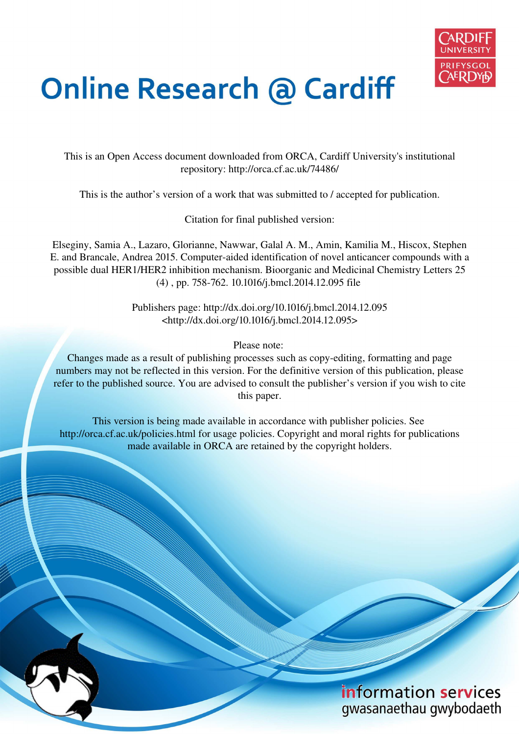# Online Research @ Cardiff

This is an Open Access document downloaded from ORCA, Cardiff University's institutional repository: http://orca.cf.ac.uk/74486/

This is the author's version of a work that was submitted to / accepted for publication.

Citation for final published version:

Elseginy, Samia A., Lazaro, Glorianne, Nawwar, Galal A. M., Amin, Kamilia M., Hiscox, Stephen E. and Brancale, Andrea 2015. Computer-aided identification of novel anticancer compounds with a possible dual HER1/HER2 inhibition mechanism. Bioorganic and Medicinal Chemistry Letters 25 (4) , pp. 758-762. 10.1016/j.bmcl.2014.12.095 file

Publishers page: http://dx.doi.org/10.1016/j.bmcl.2014.12.095 <http://dx.doi.org/10.1016/j.bmcl.2014.12.095>

Please note:
Changes made as a result of publishing processes such as copy-editing, formatting and page numbers may not be reflected in this version. For the definitive version of this publication, please refer to the published source. You are advised to consult the publisher's version if you wish to cite this paper.

This version is being made available in accordance with publisher policies. See http://orca.cf.ac.uk/policies.html for usage policies. Copyright and moral rights for publications made available in ORCA are retained by the copyright holders.

information services
gwasanaethau gwybodaeth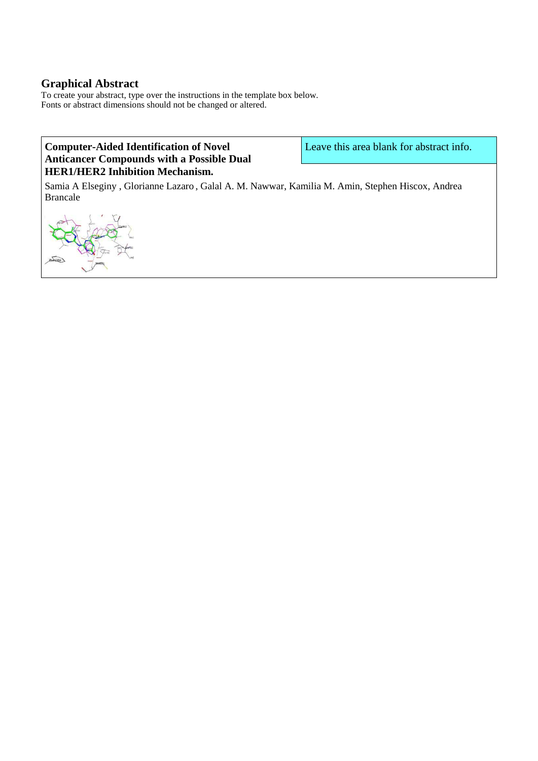## Graphical Abstract

To create your abstract, type over the instructions in the template box below.
Fonts or abstract dimensions should not be changed or altered.

**Computer-Aided Identification of Novel Anticancer Compounds with a Possible Dual HER1/HER2 Inhibition Mechanism.**

Leave this area blank for abstract info.

Samia A Elseginy , Glorianne Lazaro , Galal A. M. Nawwar, Kamilia M. Amin, Stephen Hiscox, Andrea Brancale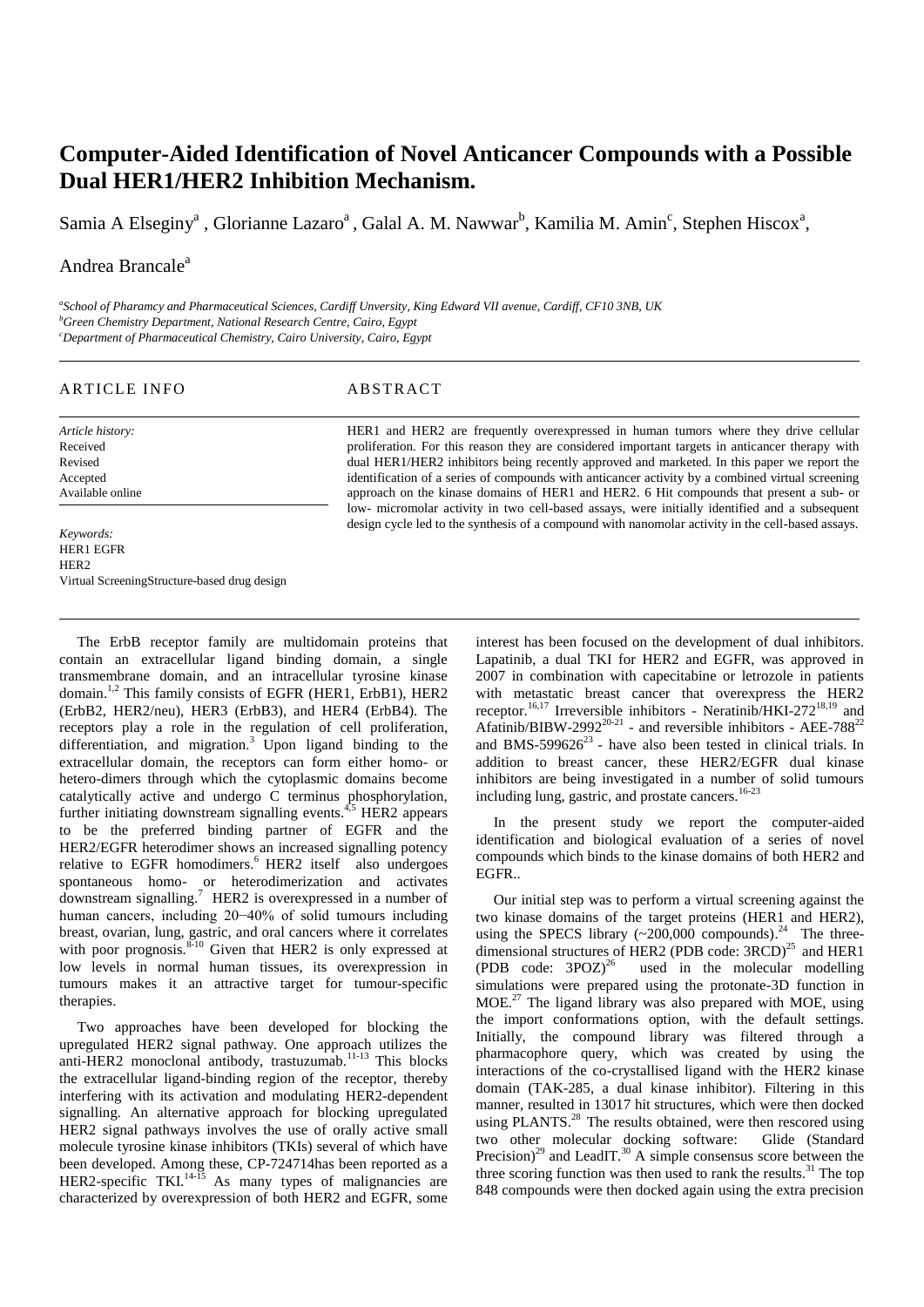# Computer-Aided Identification of Novel Anticancer Compounds with a Possible Dual HER1/HER2 Inhibition Mechanism.

Samia A Elseginy[a] , Glorianne Lazaro[a] , Galal A. M. Nawwar[b], Kamilia M. Amin[c], Stephen Hiscox[a], Andrea Brancale[a]

[a]School of Pharamcy and Pharmaceutical Sciences, Cardiff Unversity, King Edward VII avenue, Cardiff, CF10 3NB, UK
[b]Green Chemistry Department, National Research Centre, Cairo, Egypt
[c]Department of Pharmaceutical Chemistry, Cairo University, Cairo, Egypt

---

ARTICLE INFO

*Article history:*
Received
Revised
Accepted
Available online

*Keywords:*
HER1 EGFR
HER2
Virtual ScreeningStructure-based drug design

ABSTRACT

HER1 and HER2 are frequently overexpressed in human tumors where they drive cellular proliferation. For this reason they are considered important targets in anticancer therapy with dual HER1/HER2 inhibitors being recently approved and marketed. In this paper we report the identification of a series of compounds with anticancer activity by a combined virtual screening approach on the kinase domains of HER1 and HER2. 6 Hit compounds that present a sub- or low- micromolar activity in two cell-based assays, were initially identified and a subsequent design cycle led to the synthesis of a compound with nanomolar activity in the cell-based assays.

---

The ErbB receptor family are multidomain proteins that contain an extracellular ligand binding domain, a single transmembrane domain, and an intracellular tyrosine kinase domain.[1,2] This family consists of EGFR (HER1, ErbB1), HER2 (ErbB2, HER2/neu), HER3 (ErbB3), and HER4 (ErbB4). The receptors play a role in the regulation of cell proliferation, differentiation, and migration.[3] Upon ligand binding to the extracellular domain, the receptors can form either homo- or hetero-dimers through which the cytoplasmic domains become catalytically active and undergo C terminus phosphorylation, further initiating downstream signalling events.[4,5] HER2 appears to be the preferred binding partner of EGFR and the HER2/EGFR heterodimer shows an increased signalling potency relative to EGFR homodimers.[6] HER2 itself also undergoes spontaneous homo- or heterodimerization and activates downstream signalling.[7] HER2 is overexpressed in a number of human cancers, including 20−40% of solid tumours including breast, ovarian, lung, gastric, and oral cancers where it correlates with poor prognosis.[8-10] Given that HER2 is only expressed at low levels in normal human tissues, its overexpression in tumours makes it an attractive target for tumour-specific therapies.

Two approaches have been developed for blocking the upregulated HER2 signal pathway. One approach utilizes the anti-HER2 monoclonal antibody, trastuzumab.[11-13] This blocks the extracellular ligand-binding region of the receptor, thereby interfering with its activation and modulating HER2-dependent signalling. An alternative approach for blocking upregulated HER2 signal pathways involves the use of orally active small molecule tyrosine kinase inhibitors (TKIs) several of which have been developed. Among these, CP-724714has been reported as a HER2-specific TKI.[14-15] As many types of malignancies are characterized by overexpression of both HER2 and EGFR, some interest has been focused on the development of dual inhibitors. Lapatinib, a dual TKI for HER2 and EGFR, was approved in 2007 in combination with capecitabine or letrozole in patients with metastatic breast cancer that overexpress the HER2 receptor.[16,17] Irreversible inhibitors - Neratinib/HKI-272[18,19] and Afatinib/BIBW-2992[20-21] - and reversible inhibitors - AEE-788[22] and BMS-599626[23] - have also been tested in clinical trials. In addition to breast cancer, these HER2/EGFR dual kinase inhibitors are being investigated in a number of solid tumours including lung, gastric, and prostate cancers.[16-23]

In the present study we report the computer-aided identification and biological evaluation of a series of novel compounds which binds to the kinase domains of both HER2 and EGFR..

Our initial step was to perform a virtual screening against the two kinase domains of the target proteins (HER1 and HER2), using the SPECS library (~200,000 compounds).[24] The three-dimensional structures of HER2 (PDB code: 3RCD)[25] and HER1 (PDB code: 3POZ)[26] used in the molecular modelling simulations were prepared using the protonate-3D function in MOE.[27] The ligand library was also prepared with MOE, using the import conformations option, with the default settings. Initially, the compound library was filtered through a pharmacophore query, which was created by using the interactions of the co-crystallised ligand with the HER2 kinase domain (TAK-285, a dual kinase inhibitor). Filtering in this manner, resulted in 13017 hit structures, which were then docked using PLANTS.[28] The results obtained, were then rescored using two other molecular docking software: Glide (Standard Precision)[29] and LeadIT.[30] A simple consensus score between the three scoring function was then used to rank the results.[31] The top 848 compounds were then docked again using the extra precision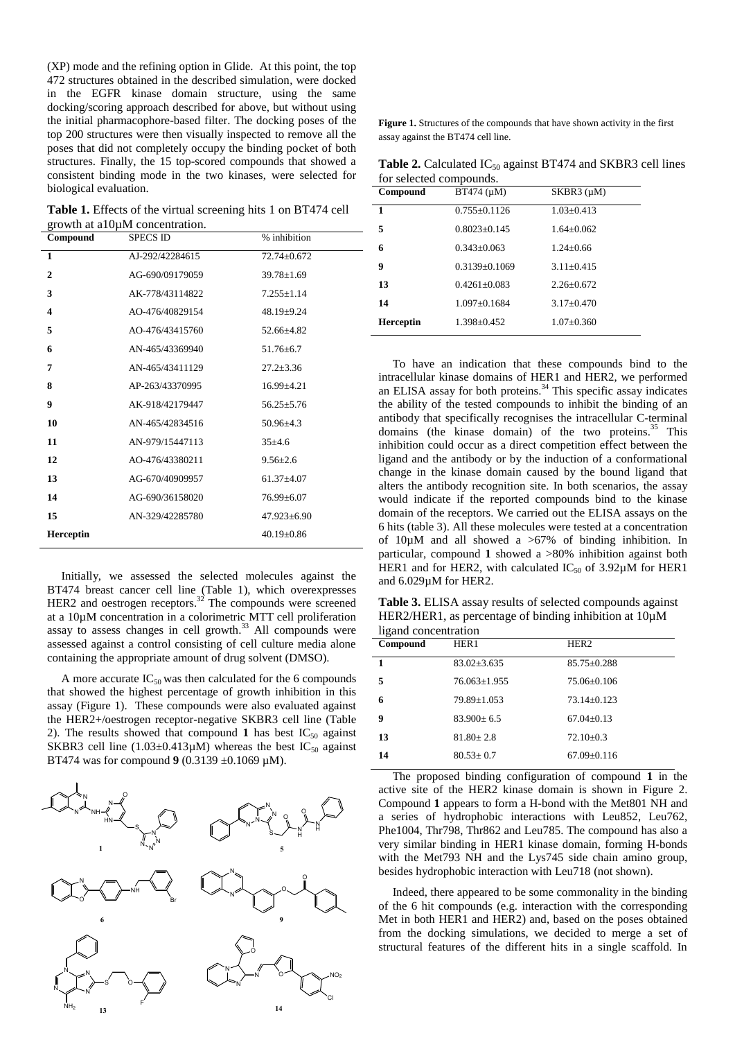(XP) mode and the refining option in Glide. At this point, the top 472 structures obtained in the described simulation, were docked in the EGFR kinase domain structure, using the same docking/scoring approach described for above, but without using the initial pharmacophore-based filter. The docking poses of the top 200 structures were then visually inspected to remove all the poses that did not completely occupy the binding pocket of both structures. Finally, the 15 top-scored compounds that showed a consistent binding mode in the two kinases, were selected for biological evaluation.

**Table 1.** Effects of the virtual screening hits 1 on BT474 cell growth at a10μM concentration.

| Compound | SPECS ID | % inhibition |
|---|---|---|
| **1** | AJ-292/42284615 | 72.74±0.672 |
| **2** | AG-690/09179059 | 39.78±1.69 |
| **3** | AK-778/43114822 | 7.255±1.14 |
| **4** | AO-476/40829154 | 48.19±9.24 |
| **5** | AO-476/43415760 | 52.66±4.82 |
| **6** | AN-465/43369940 | 51.76±6.7 |
| **7** | AN-465/43411129 | 27.2±3.36 |
| **8** | AP-263/43370995 | 16.99±4.21 |
| **9** | AK-918/42179447 | 56.25±5.76 |
| **10** | AN-465/42834516 | 50.96±4.3 |
| **11** | AN-979/15447113 | 35±4.6 |
| **12** | AO-476/43380211 | 9.56±2.6 |
| **13** | AG-670/40909957 | 61.37±4.07 |
| **14** | AG-690/36158020 | 76.99±6.07 |
| **15** | AN-329/42285780 | 47.923±6.90 |
| **Herceptin** | | 40.19±0.86 |

Initially, we assessed the selected molecules against the BT474 breast cancer cell line (Table 1), which overexpresses HER2 and oestrogen receptors.[32] The compounds were screened at a 10μM concentration in a colorimetric MTT cell proliferation assay to assess changes in cell growth.[33] All compounds were assessed against a control consisting of cell culture media alone containing the appropriate amount of drug solvent (DMSO).

A more accurate $IC_{50}$ was then calculated for the 6 compounds that showed the highest percentage of growth inhibition in this assay (Figure 1). These compounds were also evaluated against the HER2+/oestrogen receptor-negative SKBR3 cell line (Table 2). The results showed that compound **1** has best $IC_{50}$ against SKBR3 cell line (1.03±0.413μM) whereas the best $IC_{50}$ against BT474 was for compound **9** (0.3139 ±0.1069 μM).

**Figure 1.** Structures of the compounds that have shown activity in the first assay against the BT474 cell line.

**Table 2.** Calculated $IC_{50}$ against BT474 and SKBR3 cell lines for selected compounds.

| Compound | BT474 (μM) | SKBR3 (μM) |
|---|---|---|
| **1** | 0.755±0.1126 | 1.03±0.413 |
| **5** | 0.8023±0.145 | 1.64±0.062 |
| **6** | 0.343±0.063 | 1.24±0.66 |
| **9** | 0.3139±0.1069 | 3.11±0.415 |
| **13** | 0.4261±0.083 | 2.26±0.672 |
| **14** | 1.097±0.1684 | 3.17±0.470 |
| **Herceptin** | 1.398±0.452 | 1.07±0.360 |

To have an indication that these compounds bind to the intracellular kinase domains of HER1 and HER2, we performed an ELISA assay for both proteins.[34] This specific assay indicates the ability of the tested compounds to inhibit the binding of an antibody that specifically recognises the intracellular C-terminal domains (the kinase domain) of the two proteins.[35] This inhibition could occur as a direct competition effect between the ligand and the antibody or by the induction of a conformational change in the kinase domain caused by the bound ligand that alters the antibody recognition site. In both scenarios, the assay would indicate if the reported compounds bind to the kinase domain of the receptors. We carried out the ELISA assays on the 6 hits (table 3). All these molecules were tested at a concentration of 10μM and all showed a >67% of binding inhibition. In particular, compound **1** showed a >80% inhibition against both HER1 and for HER2, with calculated $IC_{50}$ of 3.92μM for HER1 and 6.029μM for HER2.

**Table 3.** ELISA assay results of selected compounds against HER2/HER1, as percentage of binding inhibition at 10μM ligand concentration

| Compound | HER1 | HER2 |
|---|---|---|
| **1** | 83.02±3.635 | 85.75±0.288 |
| **5** | 76.063±1.955 | 75.06±0.106 |
| **6** | 79.89±1.053 | 73.14±0.123 |
| **9** | 83.900± 6.5 | 67.04±0.13 |
| **13** | 81.80± 2.8 | 72.10±0.3 |
| **14** | 80.53± 0.7 | 67.09±0.116 |

The proposed binding configuration of compound **1** in the active site of the HER2 kinase domain is shown in Figure 2. Compound **1** appears to form a H-bond with the Met801 NH and a series of hydrophobic interactions with Leu852, Leu762, Phe1004, Thr798, Thr862 and Leu785. The compound has also a very similar binding in HER1 kinase domain, forming H-bonds with the Met793 NH and the Lys745 side chain amino group, besides hydrophobic interaction with Leu718 (not shown).

Indeed, there appeared to be some commonality in the binding of the 6 hit compounds (e.g. interaction with the corresponding Met in both HER1 and HER2) and, based on the poses obtained from the docking simulations, we decided to merge a set of structural features of the different hits in a single scaffold. In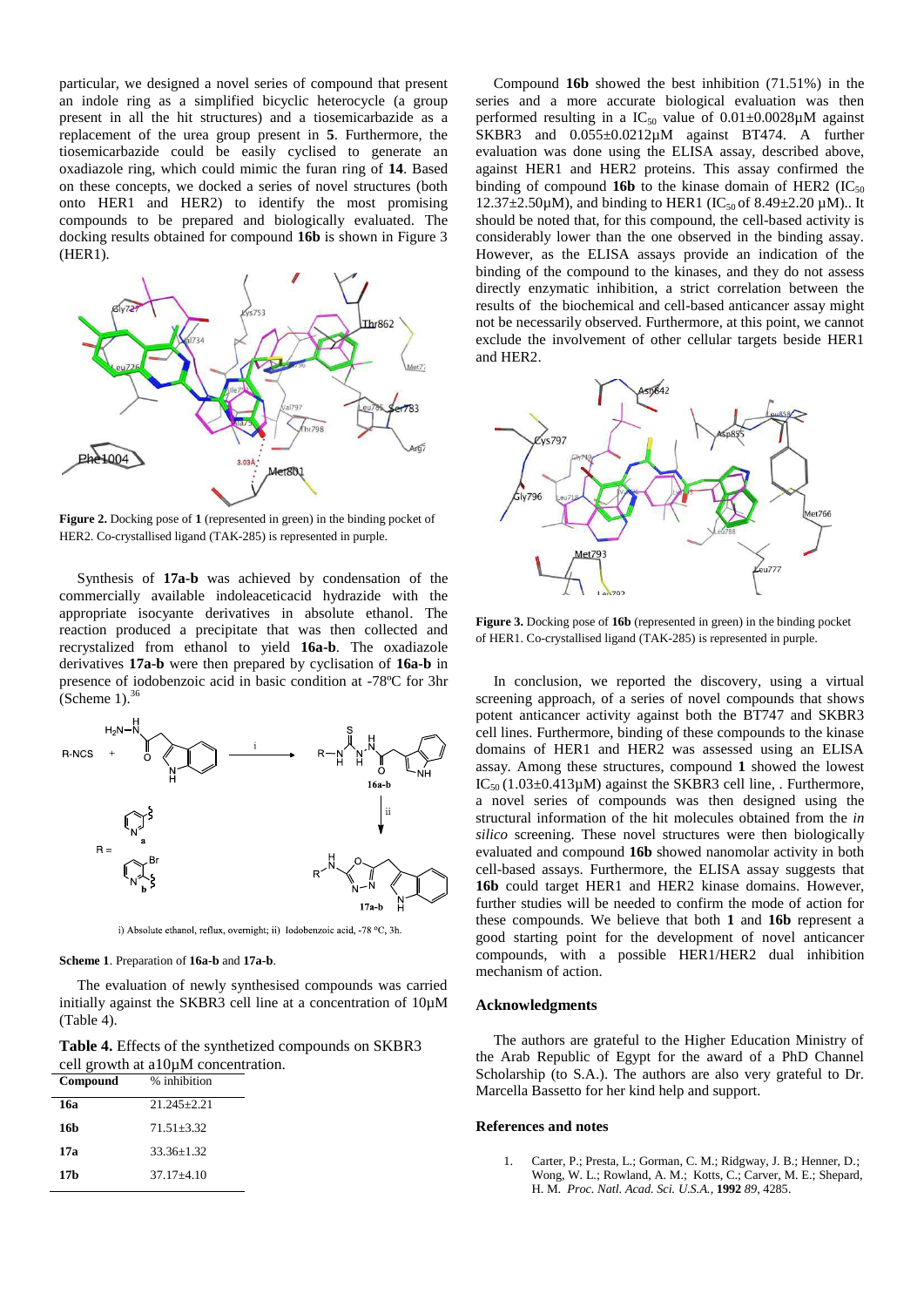particular, we designed a novel series of compound that present an indole ring as a simplified bicyclic heterocycle (a group present in all the hit structures) and a tiosemicarbazide as a replacement of the urea group present in **5**. Furthermore, the tiosemicarbazide could be easily cyclised to generate an oxadiazole ring, which could mimic the furan ring of **14**. Based on these concepts, we docked a series of novel structures (both onto HER1 and HER2) to identify the most promising compounds to be prepared and biologically evaluated. The docking results obtained for compound **16b** is shown in Figure 3 (HER1).

**Figure 2.** Docking pose of **1** (represented in green) in the binding pocket of HER2. Co-crystallised ligand (TAK-285) is represented in purple.

Synthesis of **17a-b** was achieved by condensation of the commercially available indoleaceticacid hydrazide with the appropriate isocyante derivatives in absolute ethanol. The reaction produced a precipitate that was then collected and recrystalized from ethanol to yield **16a-b**. The oxadiazole derivatives **17a-b** were then prepared by cyclisation of **16a-b** in presence of iodobenzoic acid in basic condition at -78ºC for 3hr (Scheme 1).[36]

i) Absolute ethanol, reflux, overnight; ii) Iodobenzoic acid, -78 ºC, 3h.

**Scheme 1**. Preparation of **16a-b** and **17a-b**.

The evaluation of newly synthesised compounds was carried initially against the SKBR3 cell line at a concentration of 10µM (Table 4).

**Table 4.** Effects of the synthetized compounds on SKBR3 cell growth at a10µM concentration.

| Compound | % inhibition |
|---|---|
| **16a** | 21.245±2.21 |
| **16b** | 71.51±3.32 |
| **17a** | 33.36±1.32 |
| **17b** | 37.17±4.10 |

Compound **16b** showed the best inhibition (71.51%) in the series and a more accurate biological evaluation was then performed resulting in a $IC_{50}$ value of 0.01±0.0028µM against SKBR3 and 0.055±0.0212µM against BT474. A further evaluation was done using the ELISA assay, described above, against HER1 and HER2 proteins. This assay confirmed the binding of compound **16b** to the kinase domain of HER2 ($IC_{50}$ 12.37±2.50µM), and binding to HER1 ($IC_{50}$ of 8.49±2.20 µM).. It should be noted that, for this compound, the cell-based activity is considerably lower than the one observed in the binding assay. However, as the ELISA assays provide an indication of the binding of the compound to the kinases, and they do not assess directly enzymatic inhibition, a strict correlation between the results of the biochemical and cell-based anticancer assay might not be necessarily observed. Furthermore, at this point, we cannot exclude the involvement of other cellular targets beside HER1 and HER2.

**Figure 3.** Docking pose of **16b** (represented in green) in the binding pocket of HER1. Co-crystallised ligand (TAK-285) is represented in purple.

In conclusion, we reported the discovery, using a virtual screening approach, of a series of novel compounds that shows potent anticancer activity against both the BT747 and SKBR3 cell lines. Furthermore, binding of these compounds to the kinase domains of HER1 and HER2 was assessed using an ELISA assay. Among these structures, compound **1** showed the lowest $IC_{50}$ (1.03±0.413µM) against the SKBR3 cell line, . Furthermore, a novel series of compounds was then designed using the structural information of the hit molecules obtained from the *in silico* screening. These novel structures were then biologically evaluated and compound **16b** showed nanomolar activity in both cell-based assays. Furthermore, the ELISA assay suggests that **16b** could target HER1 and HER2 kinase domains. However, further studies will be needed to confirm the mode of action for these compounds. We believe that both **1** and **16b** represent a good starting point for the development of novel anticancer compounds, with a possible HER1/HER2 dual inhibition mechanism of action.

## Acknowledgments

The authors are grateful to the Higher Education Ministry of the Arab Republic of Egypt for the award of a PhD Channel Scholarship (to S.A.). The authors are also very grateful to Dr. Marcella Bassetto for her kind help and support.

## References and notes

1. Carter, P.; Presta, L.; Gorman, C. M.; Ridgway, J. B.; Henner, D.; Wong, W. L.; Rowland, A. M.; Kotts, C.; Carver, M. E.; Shepard, H. M. *Proc. Natl. Acad. Sci. U.S.A.*, **1992** *89*, 4285.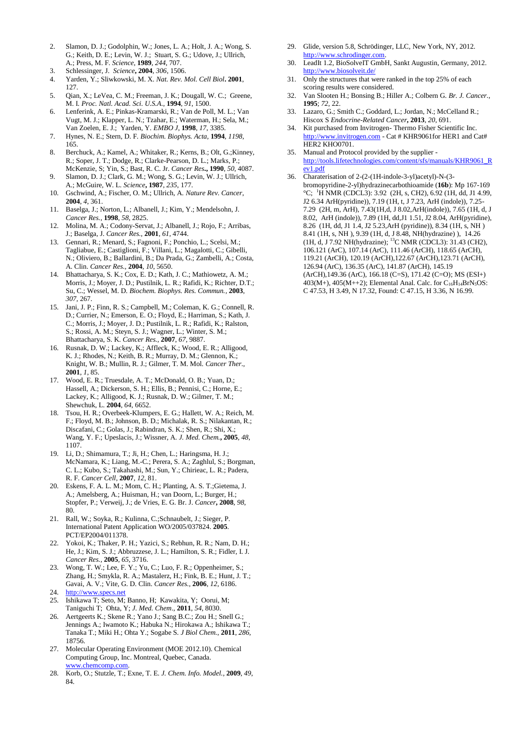2. Slamon, D. J.; Godolphin, W.; Jones, L. A.; Holt, J. A.; Wong, S. G.; Keith, D. E.; Levin, W. J.; Stuart, S. G.; Udove, J.; Ullrich, A.; Press, M. F. *Science,* **1989**, *244*, 707.
3. Schlessinger, J. *Science***, 2004**, *306*, 1506.
4. Yarden, Y.; Sliwkowski, M. X. *Nat. Rev. Mol. Cell Biol***. 2001**, 127.
5. Qian, X.; LeVea, C. M.; Freeman, J. K.; Dougall, W. C.; Greene, M. I. *Proc. Natl. Acad. Sci. U.S.A.*, **1994**, *91*, 1500.
6. Lenferink, A. E.; Pinkas-Kramarski, R.; Van de Poll, M. L.; Van Vugt, M. J.; Klapper, L. N.; Tzahar, E.; Waterman, H.; Sela, M.; Van Zoelen, E. J.; Yarden, Y. *EMBO J*, **1998**, *17*, 3385.
7. Hynes, N. E.; Stern, D. F. *Biochim. Biophys. Acta*, **1994**, *1198*, 165.
8. Berchuck, A.; Kamel, A.; Whitaker, R.; Kerns, B.; Olt, G.;Kinney, R.; Soper, J. T.; Dodge, R.; Clarke-Pearson, D. L.; Marks, P.; McKenzie, S; Yin, S.; Bast, R. C. Jr. *Cancer Res***., 1990**, *50*, 4087.
9. Slamon, D. J.; Clark, G. M.; Wong, S. G.; Levin, W. J.; Ullrich, A.; McGuire, W. L. *Science***, 1987**, *235*, 177.
10. Gschwind, A.; Fischer, O. M.; Ullrich, A. *Nature Rev. Cancer*, **2004**, *4*, 361.
11. Baselga, J.; Norton, L.; Albanell, J.; Kim, Y.; Mendelsohn, J. *Cancer Res.*, **1998**, *58*, 2825.
12. Molina, M. A.; Codony-Servat, J.; Albanell, J.; Rojo, F.; Arribas, J.; Baselga, J. *Cancer Res.*, **2001**, *61*, 4744.
13. Gennari, R.; Menard, S.; Fagnoni, F.; Ponchio, L.; Scelsi, M.; Tagliabue, E.; Castiglioni, F.; Villani, L.; Magalotti, C.; Gibelli, N.; Oliviero, B.; Ballardini, B.; Da Prada, G.; Zambelli, A.; Costa, A. Clin. *Cancer Res.*, **2004**, *10*, 5650.
14. Bhattacharya, S. K.; Cox, E. D.; Kath, J. C.; Mathiowetz, A. M.; Morris, J.; Moyer, J. D.; Pustilnik, L. R.; Rafidi, K.; Richter, D.T.; Su, C.; Wessel, M. D. *Biochem. Biophys. Res. Commun.*, **2003**, *307*, 267.
15. Jani, J. P.; Finn, R. S.; Campbell, M.; Coleman, K. G.; Connell, R. D.; Currier, N.; Emerson, E. O.; Floyd, E.; Harriman, S.; Kath, J. C.; Morris, J.; Moyer, J. D.; Pustilnik, L. R.; Rafidi, K.; Ralston, S.; Rossi, A. M.; Steyn, S. J.; Wagner, L.; Winter, S. M.; Bhattacharya, S. K. *Cancer Res.*, **2007**, *67*, 9887.
16. Rusnak, D. W.; Lackey, K.; Affleck, K.; Wood, E. R.; Alligood, K. J.; Rhodes, N.; Keith, B. R.; Murray, D. M.; Glennon, K.; Knight, W. B.; Mullin, R. J.; Gilmer, T. M. Mol. *Cancer Ther.*, **2001**, *1*, 85.
17. Wood, E. R.; Truesdale, A. T.; McDonald, O. B.; Yuan, D.; Hassell, A.; Dickerson, S. H.; Ellis, B.; Pennisi, C.; Horne, E.; Lackey, K.; Alligood, K. J.; Rusnak, D. W.; Gilmer, T. M.; Shewchuk, L. **2004**, *64*, 6652.
18. Tsou, H. R.; Overbeek-Klumpers, E. G.; Hallett, W. A.; Reich, M. F.; Floyd, M. B.; Johnson, B. D.; Michalak, R. S.; Nilakantan, R.; Discafani, C.; Golas, J.; Rabindran, S. K.; Shen, R.; Shi, X.; Wang, Y. F.; Upeslacis, J.; Wissner, A. *J. Med. Chem.***, 2005**, *48*, 1107.
19. Li, D.; Shimamura, T.; Ji, H.; Chen, L.; Haringsma, H. J.; McNamara, K.; Liang, M.-C.; Perera, S. A.; Zaghlul, S.; Borgman, C. L.; Kubo, S.; Takahashi, M.; Sun, Y.; Chirieac, L. R.; Padera, R. F. *Cancer Cell*, **2007**, *12*, 81.
20. Eskens, F. A. L. M.; Mom, C. H.; Planting, A. S. T.;Gietema, J. A.; Amelsberg, A.; Huisman, H.; van Doorn, L.; Burger, H.; Stopfer, P.; Verweij, J.; de Vries, E. G. Br. J. *Cancer***, 2008**, *98*, 80.
21. Rall, W.; Soyka, R.; Kulinna, C.;Schnaubelt, J.; Sieger, P. International Patent Application WO/2005/037824. **2005**. PCT/EP2004/011378.
22. Yokoi, K.; Thaker, P. H.; Yazici, S.; Rebhun, R. R.; Nam, D. H.; He, J.; Kim, S. J.; Abbruzzese, J. L.; Hamilton, S. R.; Fidler, I. J. *Cancer Res.*, **2005**, *65*, 3716.
23. Wong, T. W.; Lee, F. Y.; Yu, C.; Luo, F. R.; Oppenheimer, S.; Zhang, H.; Smykla, R. A.; Mastalerz, H.; Fink, B. E.; Hunt, J. T.; Gavai, A. V.; Vite, G. D. Clin. *Cancer Res.*, **2006**, *12*, 6186.
24. http://www.specs.net
25. Ishikawa T; Seto, M; Banno, H; Kawakita, Y; Oorui, M; Taniguchi T; Ohta, Y; *J. Med. Chem*., **2011**, *54*, 8030.
26. Aertgeerts K.; Skene R.; Yano J.; Sang B.C.; Zou H.; Snell G.; Jennings A.; Iwamoto K.; Habuka N.; Hirokawa A.; Ishikawa T.; Tanaka T.; Miki H.; Ohta Y.; Sogabe S. *J Biol Chem.*, **2011**, *286*, 18756.
27. Molecular Operating Environment (MOE 2012.10). Chemical Computing Group, Inc. Montreal, Quebec, Canada. www.chemcomp.com.
28. Korb, O.; Stutzle, T.; Exne, T. E. *J. Chem. Info. Model.*, **2009**, *49*, 84.
29. Glide, version 5.8, Schrödinger, LLC, New York, NY, 2012. http://www.schrodinger.com.
30. LeadIt 1.2, BioSolveIT GmbH, Sankt Augustin, Germany, 2012. http://www.biosolveit.de/
31. Only the structures that were ranked in the top 25% of each scoring results were considered.
32. Van Slooten H.; Bonsing B.; Hiller A.; Colbern G. *Br. J. Cancer*., **1995**; *72*, 22.
33. Lazaro, G.; Smith C.; Goddard, L.; Jordan, N.; McCelland R.; Hiscox S *Endocrine-Related Cancer***, 2013**, *20*, 691.
34. Kit purchased from Invitrogen- Thermo Fisher Scientific Inc. http://www.invitrogen.com - Cat # KHR9061for HER1 and Cat# HER2 KHO0701.
35. Manual and Protocol provided by the supplier - http://tools.lifetechnologies.com/content/sfs/manuals/KHR9061_Rev1.pdf
36. Charaterisation of 2-(2-(1H-indole-3-yl)acetyl)-N-(3-bromopyridine-2-yl)hydrazinecarbothioamide (**16b**): Mp 167-169 °C; $^{1}$H NMR (CDCL3): 3.92 (2H, s, CH2), 6.92 (1H, dd, J1 4.99, J2 6.34 ArH(pyridine)), 7.19 (1H, t, J 7.23, ArH (indole)), 7.25-7.29 (2H, m, ArH), 7.43(1H,d, J 8.02,ArH(indole)), 7.65 (1H, d, J 8.02, ArH (indole)), 7.89 (1H, dd,J1 1.51, J2 8.04, ArH(pyridine), 8.26 (1H, dd, J1 1.4, J2 5.23,ArH (pyridine)), 8.34 (1H, s, NH ) 8.41 (1H, s, NH ), 9.39 (1H, d, J 8.48, NH(hydrazine) ), 14.26 (1H, d, J 7.92 NH(hydrazine); $^{13}$C NMR (CDCL3): 31.43 (CH2), 106.121 (ArC), 107.14 (ArC), 111.46 (ArCH), 118.65 (ArCH), 119.21 (ArCH), 120.19 (ArCH),122.67 (ArCH),123.71 (ArCH), 126.94 (ArC), 136.35 (ArC), 141.87 (ArCH), 145.19 (ArCH),149.36 (ArC), 166.18 (C=S), 171.42 (C=O); MS (ESI+) 403(M+), 405(M++2); Elemental Anal. Calc. for $C_{16}H_{14}BrN_5OS$: C 47.53, H 3.49, N 17.32, Found: C 47.15, H 3.36, N 16.99.